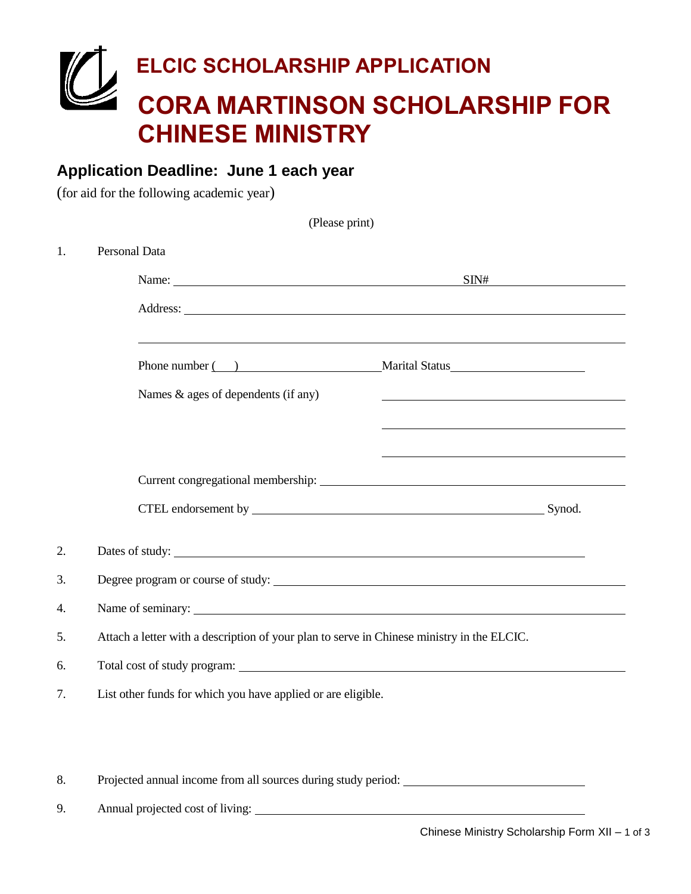# ELCIC SCHOLARSHIP APPLICATION

# CORA MARTINSON SCHOLARSHIP FOR CHINESE MINISTRY

## Application Deadline: June 1 each year

(for aid for the following academic year)

(Please print)

1. Personal Data

   Name: ______________________________ SIN# ______________

   Address: ______________________________________________

   ______________________________________________________

   Phone number (    ) ____________________ Marital Status ______________

   Names & ages of dependents (if any) ______________________

   ______________________

   ______________________

   Current congregational membership: ______________________________

   CTEL endorsement by ______________________________ Synod.

2. Dates of study: ______________________________________________

3. Degree program or course of study: ______________________________

4. Name of seminary: ______________________________________________

5. Attach a letter with a description of your plan to serve in Chinese ministry in the ELCIC.

6. Total cost of study program: ______________________________________

7. List other funds for which you have applied or are eligible.

8. Projected annual income from all sources during study period: ______________________

9. Annual projected cost of living: ______________________________________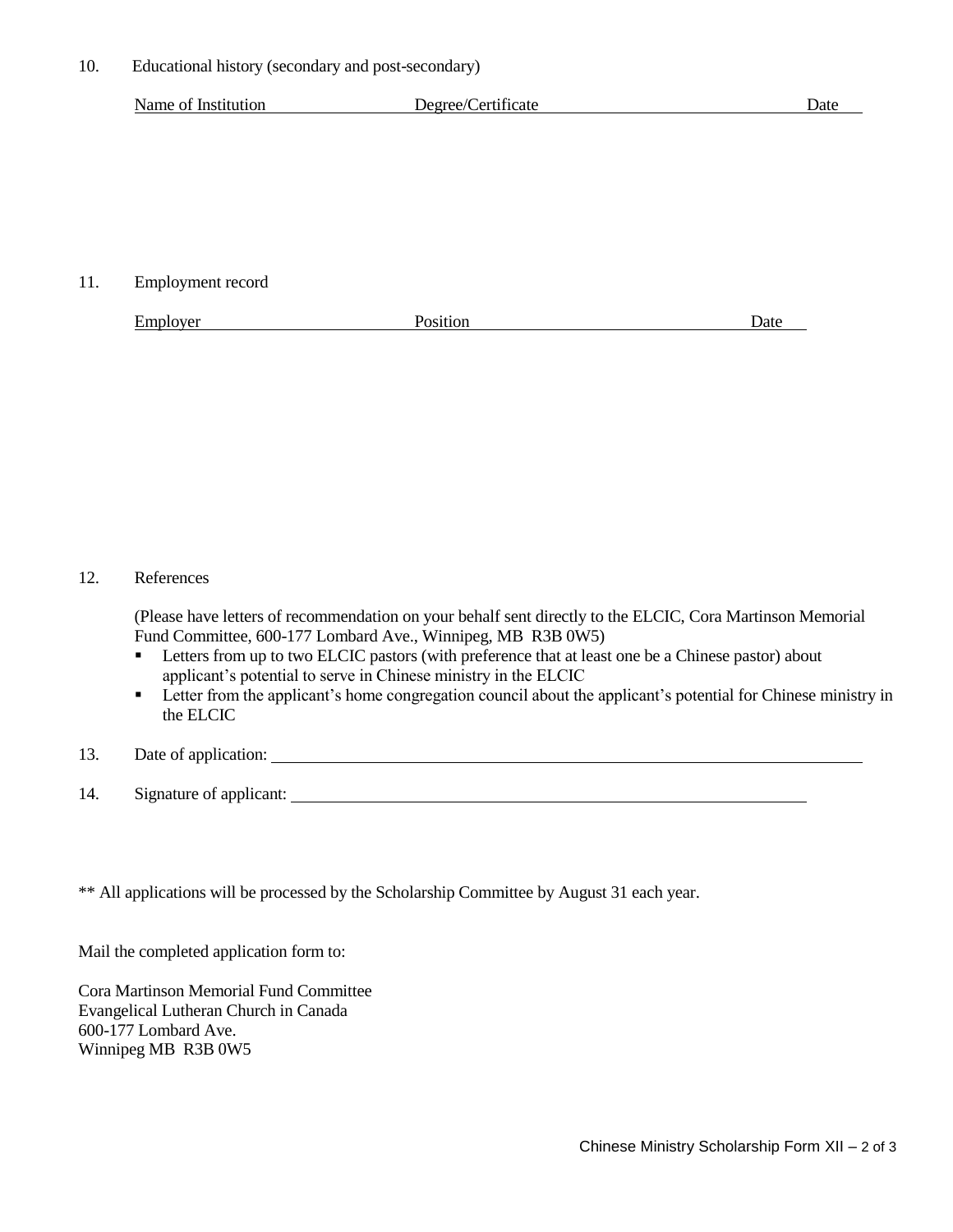10. Educational history (secondary and post-secondary)

| Name of Institution | Degree/Certificate | Date |
| --- | --- | --- |

11. Employment record

| Employer | Position | Date |
| --- | --- | --- |

12. References

(Please have letters of recommendation on your behalf sent directly to the ELCIC, Cora Martinson Memorial Fund Committee, 600-177 Lombard Ave., Winnipeg, MB R3B 0W5)

- Letters from up to two ELCIC pastors (with preference that at least one be a Chinese pastor) about applicant's potential to serve in Chinese ministry in the ELCIC
- Letter from the applicant's home congregation council about the applicant's potential for Chinese ministry in the ELCIC

13. Date of application: ____________________

14. Signature of applicant: ____________________

** All applications will be processed by the Scholarship Committee by August 31 each year.

Mail the completed application form to:

Cora Martinson Memorial Fund Committee
Evangelical Lutheran Church in Canada
600-177 Lombard Ave.
Winnipeg MB R3B 0W5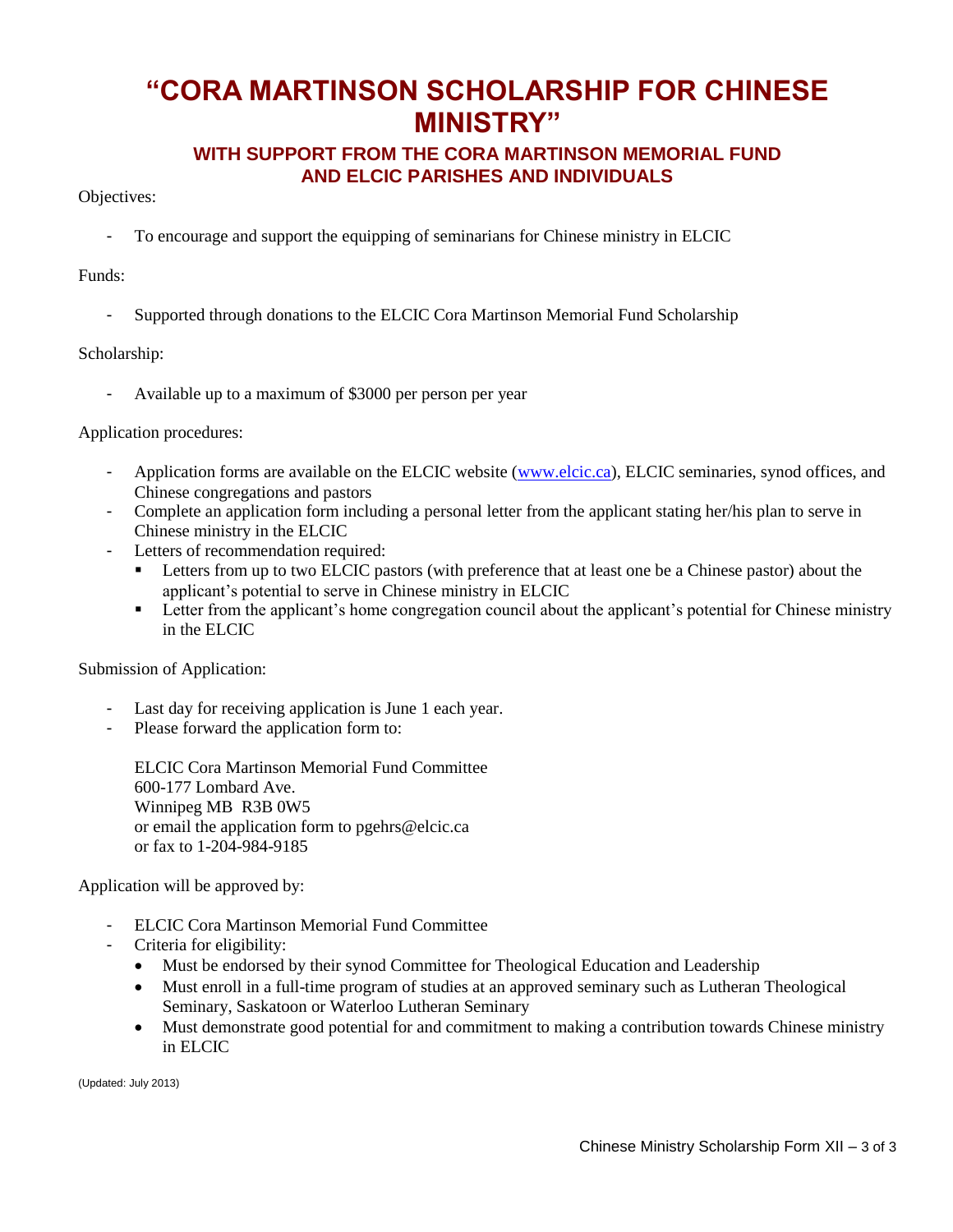# "CORA MARTINSON SCHOLARSHIP FOR CHINESE MINISTRY"

## WITH SUPPORT FROM THE CORA MARTINSON MEMORIAL FUND AND ELCIC PARISHES AND INDIVIDUALS

Objectives:

- To encourage and support the equipping of seminarians for Chinese ministry in ELCIC

Funds:

- Supported through donations to the ELCIC Cora Martinson Memorial Fund Scholarship

Scholarship:

- Available up to a maximum of $3000 per person per year

Application procedures:

- Application forms are available on the ELCIC website (www.elcic.ca), ELCIC seminaries, synod offices, and Chinese congregations and pastors
- Complete an application form including a personal letter from the applicant stating her/his plan to serve in Chinese ministry in the ELCIC
- Letters of recommendation required:
  - Letters from up to two ELCIC pastors (with preference that at least one be a Chinese pastor) about the applicant's potential to serve in Chinese ministry in ELCIC
  - Letter from the applicant's home congregation council about the applicant's potential for Chinese ministry in the ELCIC

Submission of Application:

- Last day for receiving application is June 1 each year.
- Please forward the application form to:

  ELCIC Cora Martinson Memorial Fund Committee
  600-177 Lombard Ave.
  Winnipeg MB R3B 0W5
  or email the application form to pgehrs@elcic.ca
  or fax to 1-204-984-9185

Application will be approved by:

- ELCIC Cora Martinson Memorial Fund Committee
- Criteria for eligibility:
  - Must be endorsed by their synod Committee for Theological Education and Leadership
  - Must enroll in a full-time program of studies at an approved seminary such as Lutheran Theological Seminary, Saskatoon or Waterloo Lutheran Seminary
  - Must demonstrate good potential for and commitment to making a contribution towards Chinese ministry in ELCIC

(Updated: July 2013)